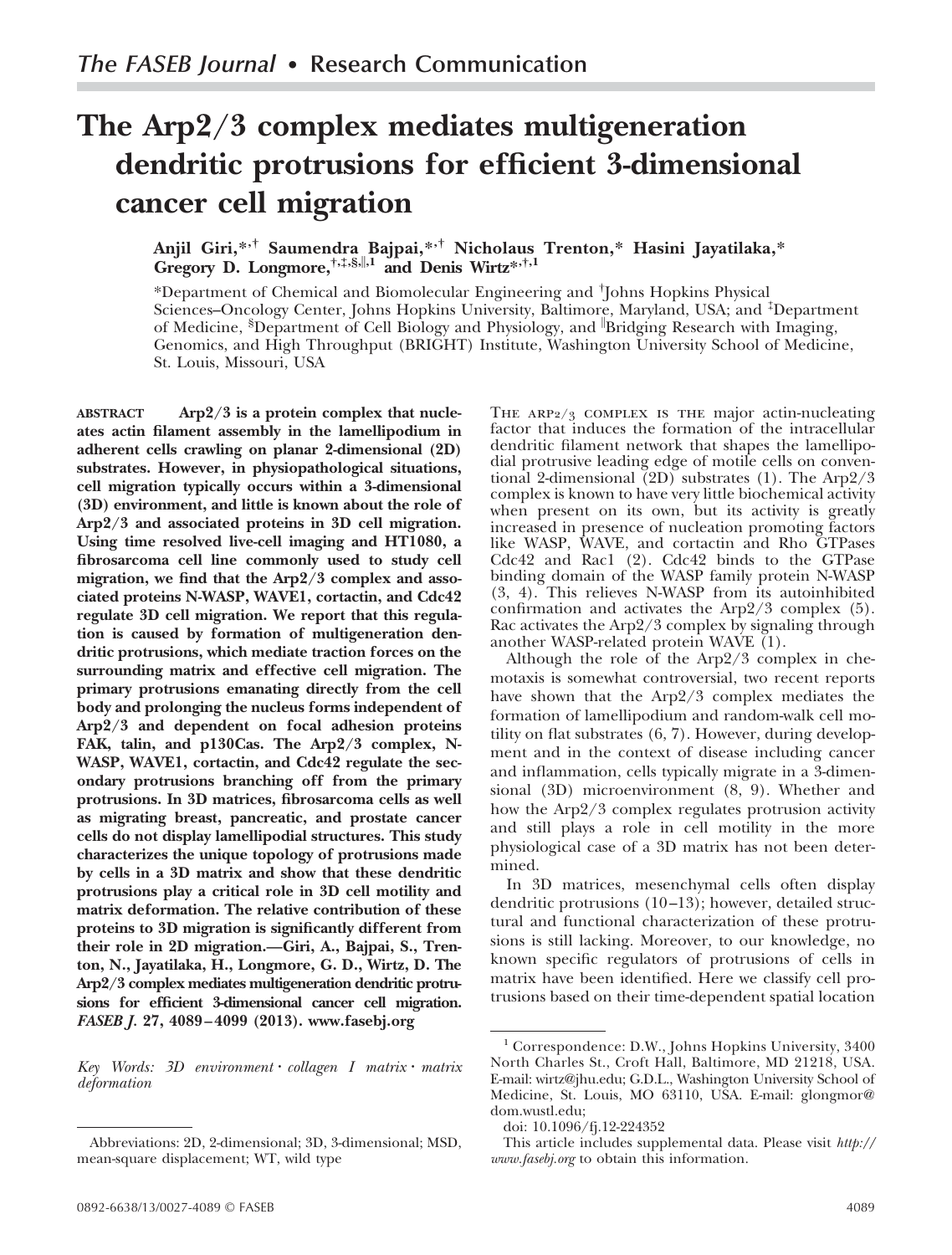*The FASEB Journal* • **Research Communication**

# The Arp2/3 complex mediates multigeneration dendritic protrusions for efficient 3-dimensional cancer cell migration

**Anjil Giri,[*,†] Saumendra Bajpai,[*,†] Nicholaus Trenton,[*] Hasini Jayatilaka,[*] Gregory D. Longmore,[†,‡,§,‖,1] and Denis Wirtz[*,†,1]**

[*]Department of Chemical and Biomolecular Engineering and [†]Johns Hopkins Physical Sciences–Oncology Center, Johns Hopkins University, Baltimore, Maryland, USA; and [‡]Department of Medicine, [§]Department of Cell Biology and Physiology, and [‖]Bridging Research with Imaging, Genomics, and High Throughput (BRIGHT) Institute, Washington University School of Medicine, St. Louis, Missouri, USA

**ABSTRACT** **Arp2/3 is a protein complex that nucleates actin filament assembly in the lamellipodium in adherent cells crawling on planar 2-dimensional (2D) substrates. However, in physiopathological situations, cell migration typically occurs within a 3-dimensional (3D) environment, and little is known about the role of Arp2/3 and associated proteins in 3D cell migration. Using time resolved live-cell imaging and HT1080, a fibrosarcoma cell line commonly used to study cell migration, we find that the Arp2/3 complex and associated proteins N-WASP, WAVE1, cortactin, and Cdc42 regulate 3D cell migration. We report that this regulation is caused by formation of multigeneration dendritic protrusions, which mediate traction forces on the surrounding matrix and effective cell migration. The primary protrusions emanating directly from the cell body and prolonging the nucleus forms independent of Arp2/3 and dependent on focal adhesion proteins FAK, talin, and p130Cas. The Arp2/3 complex, N-WASP, WAVE1, cortactin, and Cdc42 regulate the secondary protrusions branching off from the primary protrusions. In 3D matrices, fibrosarcoma cells as well as migrating breast, pancreatic, and prostate cancer cells do not display lamellipodial structures. This study characterizes the unique topology of protrusions made by cells in a 3D matrix and show that these dendritic protrusions play a critical role in 3D cell motility and matrix deformation. The relative contribution of these proteins to 3D migration is significantly different from their role in 2D migration.—Giri, A., Bajpai, S., Trenton, N., Jayatilaka, H., Longmore, G. D., Wirtz, D. The Arp2/3 complex mediates multigeneration dendritic protrusions for efficient 3-dimensional cancer cell migration. *FASEB J.* 27, 4089–4099 (2013). www.fasebj.org**

*Key Words: 3D environment · collagen I matrix · matrix deformation*

Abbreviations: 2D, 2-dimensional; 3D, 3-dimensional; MSD, mean-square displacement; WT, wild type

The Arp2/3 complex is the major actin-nucleating factor that induces the formation of the intracellular dendritic filament network that shapes the lamellipodial protrusive leading edge of motile cells on conventional 2-dimensional (2D) substrates (1). The Arp2/3 complex is known to have very little biochemical activity when present on its own, but its activity is greatly increased in presence of nucleation promoting factors like WASP, WAVE, and cortactin and Rho GTPases Cdc42 and Rac1 (2). Cdc42 binds to the GTPase binding domain of the WASP family protein N-WASP (3, 4). This relieves N-WASP from its autoinhibited confirmation and activates the Arp2/3 complex (5). Rac activates the Arp2/3 complex by signaling through another WASP-related protein WAVE (1).

Although the role of the Arp2/3 complex in chemotaxis is somewhat controversial, two recent reports have shown that the Arp2/3 complex mediates the formation of lamellipodium and random-walk cell motility on flat substrates (6, 7). However, during development and in the context of disease including cancer and inflammation, cells typically migrate in a 3-dimensional (3D) microenvironment (8, 9). Whether and how the Arp2/3 complex regulates protrusion activity and still plays a role in cell motility in the more physiological case of a 3D matrix has not been determined.

In 3D matrices, mesenchymal cells often display dendritic protrusions (10–13); however, detailed structural and functional characterization of these protrusions is still lacking. Moreover, to our knowledge, no known specific regulators of protrusions of cells in matrix have been identified. Here we classify cell protrusions based on their time-dependent spatial location

[1] Correspondence: D.W., Johns Hopkins University, 3400 North Charles St., Croft Hall, Baltimore, MD 21218, USA. E-mail: wirtz@jhu.edu; G.D.L., Washington University School of Medicine, St. Louis, MO 63110, USA. E-mail: glongmor@dom.wustl.edu;

doi: 10.1096/fj.12-224352

This article includes supplemental data. Please visit *http://www.fasebj.org* to obtain this information.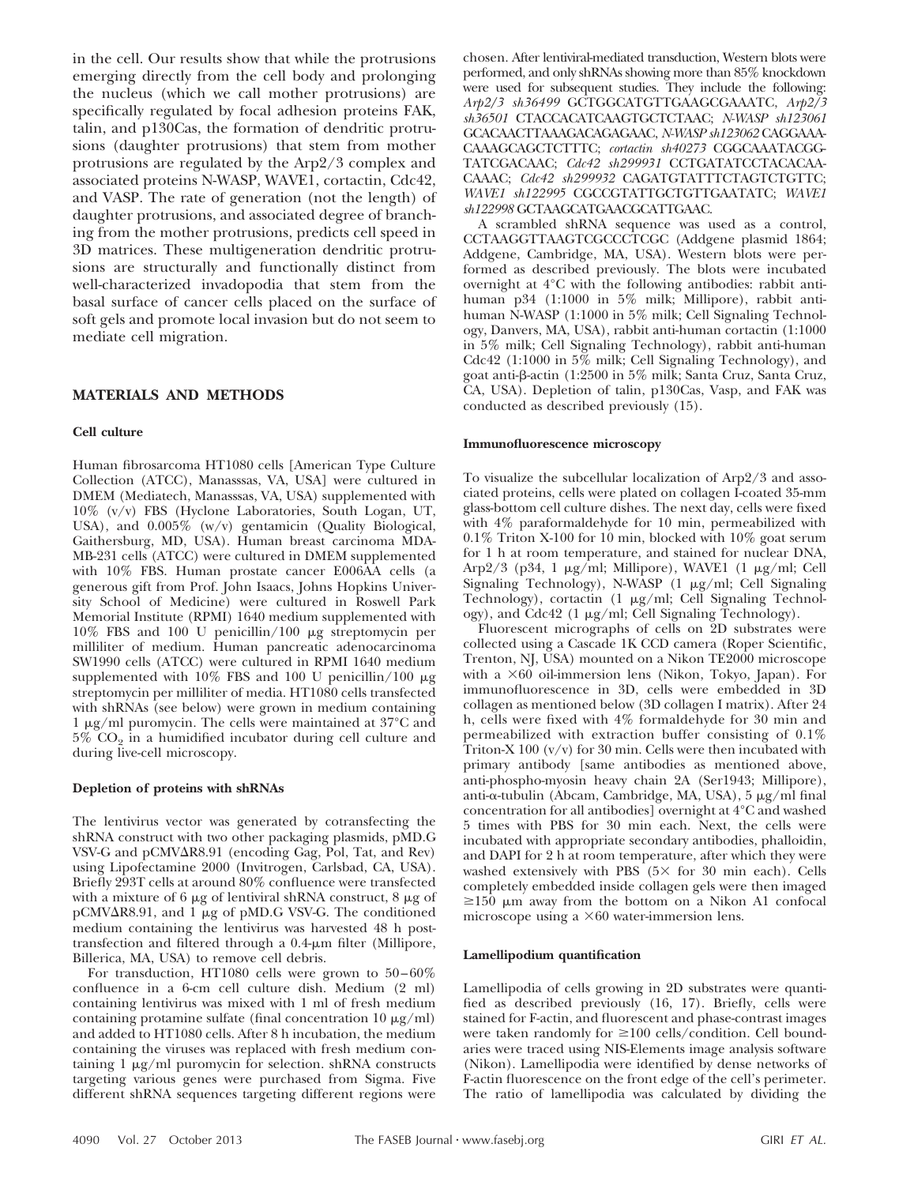in the cell. Our results show that while the protrusions emerging directly from the cell body and prolonging the nucleus (which we call mother protrusions) are specifically regulated by focal adhesion proteins FAK, talin, and p130Cas, the formation of dendritic protrusions (daughter protrusions) that stem from mother protrusions are regulated by the Arp2/3 complex and associated proteins N-WASP, WAVE1, cortactin, Cdc42, and VASP. The rate of generation (not the length) of daughter protrusions, and associated degree of branching from the mother protrusions, predicts cell speed in 3D matrices. These multigeneration dendritic protrusions are structurally and functionally distinct from well-characterized invadopodia that stem from the basal surface of cancer cells placed on the surface of soft gels and promote local invasion but do not seem to mediate cell migration.

## MATERIALS AND METHODS

### Cell culture

Human fibrosarcoma HT1080 cells [American Type Culture Collection (ATCC), Manasssas, VA, USA] were cultured in DMEM (Mediatech, Manasssas, VA, USA) supplemented with 10% (v/v) FBS (Hyclone Laboratories, South Logan, UT, USA), and 0.005% (w/v) gentamicin (Quality Biological, Gaithersburg, MD, USA). Human breast carcinoma MDA-MB-231 cells (ATCC) were cultured in DMEM supplemented with 10% FBS. Human prostate cancer E006AA cells (a generous gift from Prof. John Isaacs, Johns Hopkins University School of Medicine) were cultured in Roswell Park Memorial Institute (RPMI) 1640 medium supplemented with 10% FBS and 100 U penicillin/100 μg streptomycin per milliliter of medium. Human pancreatic adenocarcinoma SW1990 cells (ATCC) were cultured in RPMI 1640 medium supplemented with 10% FBS and 100 U penicillin/100 μg streptomycin per milliliter of media. HT1080 cells transfected with shRNAs (see below) were grown in medium containing 1 μg/ml puromycin. The cells were maintained at 37°C and 5% $CO_2$ in a humidified incubator during cell culture and during live-cell microscopy.

### Depletion of proteins with shRNAs

The lentivirus vector was generated by cotransfecting the shRNA construct with two other packaging plasmids, pMD.G VSV-G and pCMVΔR8.91 (encoding Gag, Pol, Tat, and Rev) using Lipofectamine 2000 (Invitrogen, Carlsbad, CA, USA). Briefly 293T cells at around 80% confluence were transfected with a mixture of 6 μg of lentiviral shRNA construct, 8 μg of pCMVΔR8.91, and 1 μg of pMD.G VSV-G. The conditioned medium containing the lentivirus was harvested 48 h post-transfection and filtered through a 0.4-μm filter (Millipore, Billerica, MA, USA) to remove cell debris.

For transduction, HT1080 cells were grown to 50–60% confluence in a 6-cm cell culture dish. Medium (2 ml) containing lentivirus was mixed with 1 ml of fresh medium containing protamine sulfate (final concentration 10 μg/ml) and added to HT1080 cells. After 8 h incubation, the medium containing the viruses was replaced with fresh medium containing 1 μg/ml puromycin for selection. shRNA constructs targeting various genes were purchased from Sigma. Five different shRNA sequences targeting different regions were chosen. After lentiviral-mediated transduction, Western blots were performed, and only shRNAs showing more than 85% knockdown were used for subsequent studies. They include the following: *Arp2/3 sh36499* GCTGGCATGTTGAAGCGAAATC, *Arp2/3 sh36501* CTACCACATCAAGTGCTCTAAC; *N-WASP sh123061* GCACAACTTAAAGACAGAGAAC, *N-WASP sh123062* CAGGAAACAAAGCAGCTCTTTC; *cortactin sh40273* CGGCAAATACGGTATCGACAAC; *Cdc42 sh299931* CCTGATATCCTACACAACAAAC; *Cdc42 sh299932* CAGATGTATTTCTAGTCTGTTC; *WAVE1 sh122995* CGCCGTATTGCTGTTGAATATC; *WAVE1 sh122998* GCTAAGCATGAACGCATTGAAC.

A scrambled shRNA sequence was used as a control, CCTAAGGTTAAGTCGCCCTCGC (Addgene plasmid 1864; Addgene, Cambridge, MA, USA). Western blots were performed as described previously. The blots were incubated overnight at 4°C with the following antibodies: rabbit anti-human p34 (1:1000 in 5% milk; Millipore), rabbit anti-human N-WASP (1:1000 in 5% milk; Cell Signaling Technology, Danvers, MA, USA), rabbit anti-human cortactin (1:1000 in 5% milk; Cell Signaling Technology), rabbit anti-human Cdc42 (1:1000 in 5% milk; Cell Signaling Technology), and goat anti-β-actin (1:2500 in 5% milk; Santa Cruz, Santa Cruz, CA, USA). Depletion of talin, p130Cas, Vasp, and FAK was conducted as described previously (15).

### Immunofluorescence microscopy

To visualize the subcellular localization of Arp2/3 and associated proteins, cells were plated on collagen I-coated 35-mm glass-bottom cell culture dishes. The next day, cells were fixed with 4% paraformaldehyde for 10 min, permeabilized with 0.1% Triton X-100 for 10 min, blocked with 10% goat serum for 1 h at room temperature, and stained for nuclear DNA, Arp2/3 (p34, 1 μg/ml; Millipore), WAVE1 (1 μg/ml; Cell Signaling Technology), N-WASP (1 μg/ml; Cell Signaling Technology), cortactin (1 μg/ml; Cell Signaling Technology), and Cdc42 (1 μg/ml; Cell Signaling Technology).

Fluorescent micrographs of cells on 2D substrates were collected using a Cascade 1K CCD camera (Roper Scientific, Trenton, NJ, USA) mounted on a Nikon TE2000 microscope with a ×60 oil-immersion lens (Nikon, Tokyo, Japan). For immunofluorescence in 3D, cells were embedded in 3D collagen as mentioned below (3D collagen I matrix). After 24 h, cells were fixed with 4% formaldehyde for 30 min and permeabilized with extraction buffer consisting of 0.1% Triton-X 100 (v/v) for 30 min. Cells were then incubated with primary antibody [same antibodies as mentioned above, anti-phospho-myosin heavy chain 2A (Ser1943; Millipore), anti-α-tubulin (Abcam, Cambridge, MA, USA), 5 μg/ml final concentration for all antibodies] overnight at 4°C and washed 5 times with PBS for 30 min each. Next, the cells were incubated with appropriate secondary antibodies, phalloidin, and DAPI for 2 h at room temperature, after which they were washed extensively with PBS (5× for 30 min each). Cells completely embedded inside collagen gels were then imaged ≥150 μm away from the bottom on a Nikon A1 confocal microscope using a ×60 water-immersion lens.

### Lamellipodium quantification

Lamellipodia of cells growing in 2D substrates were quantified as described previously (16, 17). Briefly, cells were stained for F-actin, and fluorescent and phase-contrast images were taken randomly for ≥100 cells/condition. Cell boundaries were traced using NIS-Elements image analysis software (Nikon). Lamellipodia were identified by dense networks of F-actin fluorescence on the front edge of the cell's perimeter. The ratio of lamellipodia was calculated by dividing the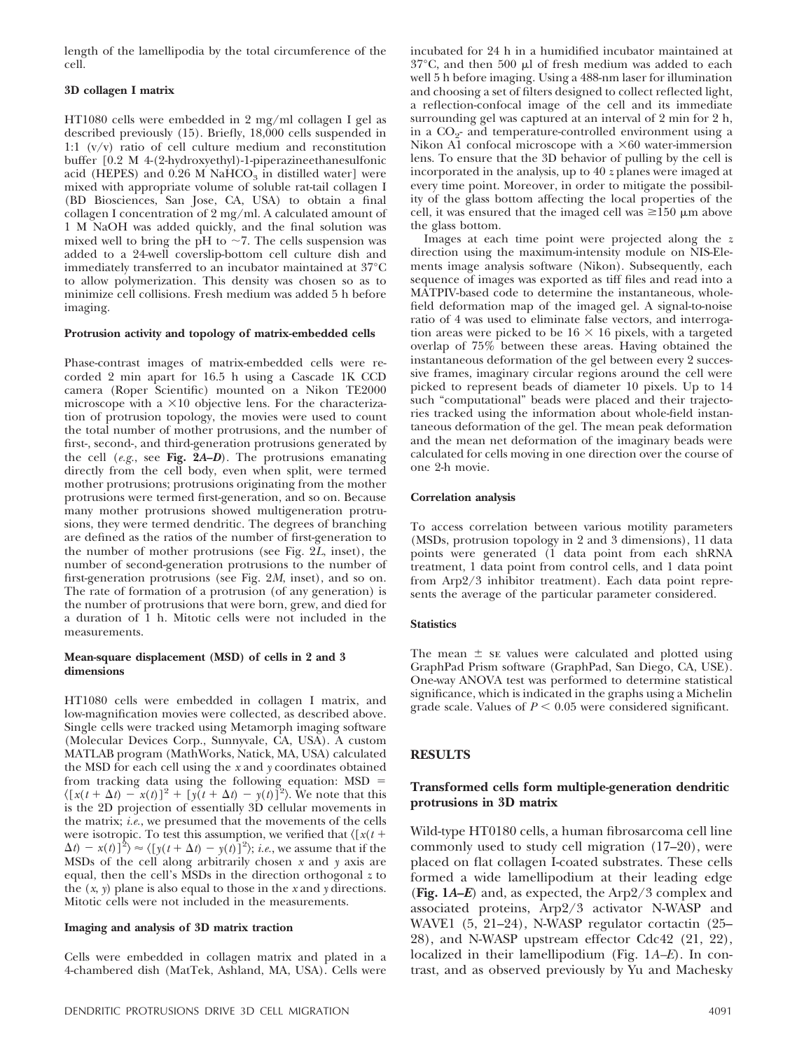length of the lamellipodia by the total circumference of the cell.

### 3D collagen I matrix

HT1080 cells were embedded in 2 mg/ml collagen I gel as described previously (15). Briefly, 18,000 cells suspended in 1:1 (v/v) ratio of cell culture medium and reconstitution buffer [0.2 M 4-(2-hydroxyethyl)-1-piperazineethanesulfonic acid (HEPES) and 0.26 M $NaHCO_3$ in distilled water] were mixed with appropriate volume of soluble rat-tail collagen I (BD Biosciences, San Jose, CA, USA) to obtain a final collagen I concentration of 2 mg/ml. A calculated amount of 1 M NaOH was added quickly, and the final solution was mixed well to bring the pH to ~7. The cells suspension was added to a 24-well coverslip-bottom cell culture dish and immediately transferred to an incubator maintained at 37°C to allow polymerization. This density was chosen so as to minimize cell collisions. Fresh medium was added 5 h before imaging.

### Protrusion activity and topology of matrix-embedded cells

Phase-contrast images of matrix-embedded cells were recorded 2 min apart for 16.5 h using a Cascade 1K CCD camera (Roper Scientific) mounted on a Nikon TE2000 microscope with a ×10 objective lens. For the characterization of protrusion topology, the movies were used to count the total number of mother protrusions, and the number of first-, second-, and third-generation protrusions generated by the cell (*e.g.*, see **Fig. 2*A–D***). The protrusions emanating directly from the cell body, even when split, were termed mother protrusions; protrusions originating from the mother protrusions were termed first-generation, and so on. Because many mother protrusions showed multigeneration protrusions, they were termed dendritic. The degrees of branching are defined as the ratios of the number of first-generation to the number of mother protrusions (see Fig. 2*L*, inset), the number of second-generation protrusions to the number of first-generation protrusions (see Fig. 2*M*, inset), and so on. The rate of formation of a protrusion (of any generation) is the number of protrusions that were born, grew, and died for a duration of 1 h. Mitotic cells were not included in the measurements.

### Mean-square displacement (MSD) of cells in 2 and 3 dimensions

HT1080 cells were embedded in collagen I matrix, and low-magnification movies were collected, as described above. Single cells were tracked using Metamorph imaging software (Molecular Devices Corp., Sunnyvale, CA, USA). A custom MATLAB program (MathWorks, Natick, MA, USA) calculated the MSD for each cell using the *x* and *y* coordinates obtained from tracking data using the following equation: $\text{MSD} = \langle [x(t + \Delta t) - x(t)]^2 + [y(t + \Delta t) - y(t)]^2 \rangle$. We note that this is the 2D projection of essentially 3D cellular movements in the matrix; *i.e.*, we presumed that the movements of the cells were isotropic. To test this assumption, we verified that $\langle [x(t + \Delta t) - x(t)]^2 \rangle \approx \langle [y(t + \Delta t) - y(t)]^2 \rangle$; *i.e.*, we assume that if the MSDs of the cell along arbitrarily chosen *x* and *y* axis are equal, then the cell's MSDs in the direction orthogonal *z* to the (*x*, *y*) plane is also equal to those in the *x* and *y* directions. Mitotic cells were not included in the measurements.

### Imaging and analysis of 3D matrix traction

Cells were embedded in collagen matrix and plated in a 4-chambered dish (MatTek, Ashland, MA, USA). Cells were incubated for 24 h in a humidified incubator maintained at 37°C, and then 500 μl of fresh medium was added to each well 5 h before imaging. Using a 488-nm laser for illumination and choosing a set of filters designed to collect reflected light, a reflection-confocal image of the cell and its immediate surrounding gel was captured at an interval of 2 min for 2 h, in a $CO_2$- and temperature-controlled environment using a Nikon A1 confocal microscope with a ×60 water-immersion lens. To ensure that the 3D behavior of pulling by the cell is incorporated in the analysis, up to 40 *z* planes were imaged at every time point. Moreover, in order to mitigate the possibility of the glass bottom affecting the local properties of the cell, it was ensured that the imaged cell was ≥150 μm above the glass bottom.

Images at each time point were projected along the *z* direction using the maximum-intensity module on NIS-Elements image analysis software (Nikon). Subsequently, each sequence of images was exported as tiff files and read into a MATPIV-based code to determine the instantaneous, whole-field deformation map of the imaged gel. A signal-to-noise ratio of 4 was used to eliminate false vectors, and interrogation areas were picked to be 16 × 16 pixels, with a targeted overlap of 75% between these areas. Having obtained the instantaneous deformation of the gel between every 2 successive frames, imaginary circular regions around the cell were picked to represent beads of diameter 10 pixels. Up to 14 such "computational" beads were placed and their trajectories tracked using the information about whole-field instantaneous deformation of the gel. The mean peak deformation and the mean net deformation of the imaginary beads were calculated for cells moving in one direction over the course of one 2-h movie.

### Correlation analysis

To access correlation between various motility parameters (MSDs, protrusion topology in 2 and 3 dimensions), 11 data points were generated (1 data point from each shRNA treatment, 1 data point from control cells, and 1 data point from Arp2/3 inhibitor treatment). Each data point represents the average of the particular parameter considered.

### Statistics

The mean ± SE values were calculated and plotted using GraphPad Prism software (GraphPad, San Diego, CA, USE). One-way ANOVA test was performed to determine statistical significance, which is indicated in the graphs using a Michelin grade scale. Values of $P < 0.05$ were considered significant.

## RESULTS

### Transformed cells form multiple-generation dendritic protrusions in 3D matrix

Wild-type HT0180 cells, a human fibrosarcoma cell line commonly used to study cell migration (17–20), were placed on flat collagen I-coated substrates. These cells formed a wide lamellipodium at their leading edge (**Fig. 1*A–E***) and, as expected, the Arp2/3 complex and associated proteins, Arp2/3 activator N-WASP and WAVE1 (5, 21–24), N-WASP regulator cortactin (25–28), and N-WASP upstream effector Cdc42 (21, 22), localized in their lamellipodium (Fig. 1*A–E*). In contrast, and as observed previously by Yu and Machesky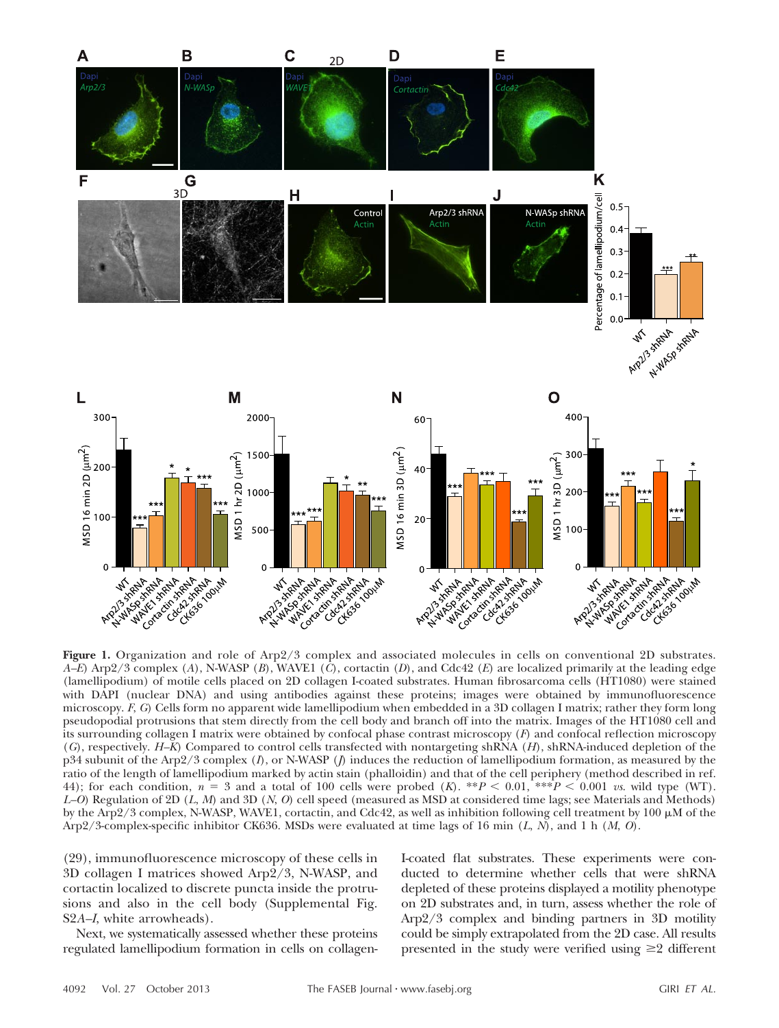**Figure 1.** Organization and role of Arp2/3 complex and associated molecules in cells on conventional 2D substrates. *A–E*) Arp2/3 complex (*A*), N-WASP (*B*), WAVE1 (*C*), cortactin (*D*), and Cdc42 (*E*) are localized primarily at the leading edge (lamellipodium) of motile cells placed on 2D collagen I-coated substrates. Human fibrosarcoma cells (HT1080) were stained with DAPI (nuclear DNA) and using antibodies against these proteins; images were obtained by immunofluorescence microscopy. *F, G*) Cells form no apparent wide lamellipodium when embedded in a 3D collagen I matrix; rather they form long pseudopodial protrusions that stem directly from the cell body and branch off into the matrix. Images of the HT1080 cell and its surrounding collagen I matrix were obtained by confocal phase contrast microscopy (*F*) and confocal reflection microscopy (*G*), respectively. *H–K*) Compared to control cells transfected with nontargeting shRNA (*H*), shRNA-induced depletion of the p34 subunit of the Arp2/3 complex (*I*), or N-WASP (*J*) induces the reduction of lamellipodium formation, as measured by the ratio of the length of lamellipodium marked by actin stain (phalloidin) and that of the cell periphery (method described in ref. 44); for each condition, $n = 3$ and a total of 100 cells were probed (*K*). $^{**}P < 0.01$, $^{***}P < 0.001$ *vs.* wild type (WT). *L–O*) Regulation of 2D (*L, M*) and 3D (*N, O*) cell speed (measured as MSD at considered time lags; see Materials and Methods) by the Arp2/3 complex, N-WASP, WAVE1, cortactin, and Cdc42, as well as inhibition following cell treatment by 100 μM of the Arp2/3-complex-specific inhibitor CK636. MSDs were evaluated at time lags of 16 min (*L, N*), and 1 h (*M, O*).

(29), immunofluorescence microscopy of these cells in 3D collagen I matrices showed Arp2/3, N-WASP, and cortactin localized to discrete puncta inside the protrusions and also in the cell body (Supplemental Fig. S2*A–I*, white arrowheads).

Next, we systematically assessed whether these proteins regulated lamellipodium formation in cells on collagen-I-coated flat substrates. These experiments were conducted to determine whether cells that were shRNA depleted of these proteins displayed a motility phenotype on 2D substrates and, in turn, assess whether the role of Arp2/3 complex and binding partners in 3D motility could be simply extrapolated from the 2D case. All results presented in the study were verified using ≥2 different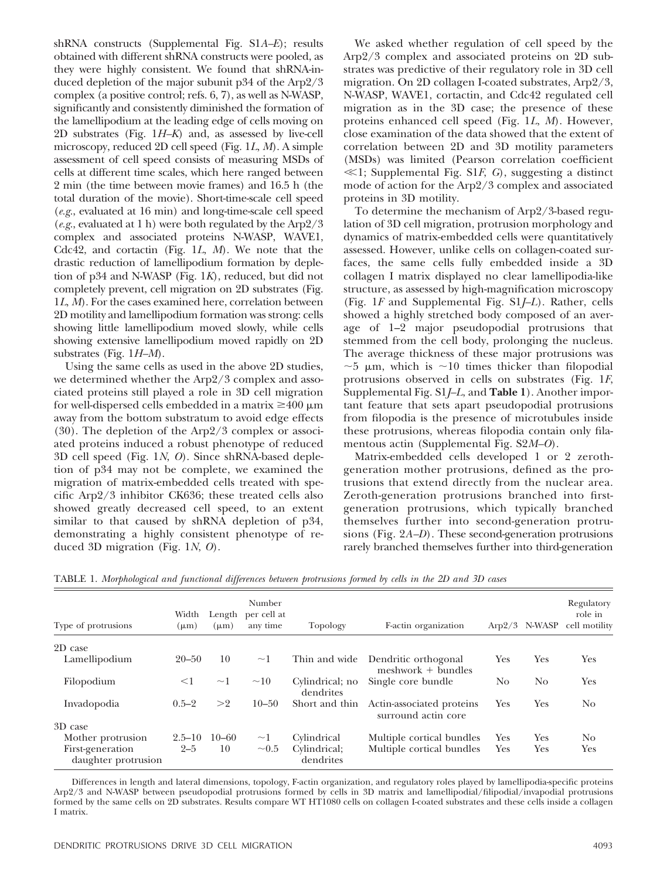shRNA constructs (Supplemental Fig. S1*A*–*E*); results obtained with different shRNA constructs were pooled, as they were highly consistent. We found that shRNA-induced depletion of the major subunit p34 of the Arp2/3 complex (a positive control; refs. 6, 7), as well as N-WASP, significantly and consistently diminished the formation of the lamellipodium at the leading edge of cells moving on 2D substrates (Fig. 1*H*–*K*) and, as assessed by live-cell microscopy, reduced 2D cell speed (Fig. 1*L*, *M*). A simple assessment of cell speed consists of measuring MSDs of cells at different time scales, which here ranged between 2 min (the time between movie frames) and 16.5 h (the total duration of the movie). Short-time-scale cell speed (*e.g.*, evaluated at 16 min) and long-time-scale cell speed (*e.g.*, evaluated at 1 h) were both regulated by the Arp2/3 complex and associated proteins N-WASP, WAVE1, Cdc42, and cortactin (Fig. 1*L*, *M*). We note that the drastic reduction of lamellipodium formation by depletion of p34 and N-WASP (Fig. 1*K*), reduced, but did not completely prevent, cell migration on 2D substrates (Fig. 1*L*, *M*). For the cases examined here, correlation between 2D motility and lamellipodium formation was strong: cells showing little lamellipodium moved slowly, while cells showing extensive lamellipodium moved rapidly on 2D substrates (Fig. 1*H*–*M*).

Using the same cells as used in the above 2D studies, we determined whether the Arp2/3 complex and associated proteins still played a role in 3D cell migration for well-dispersed cells embedded in a matrix ≥400 μm away from the bottom substratum to avoid edge effects (30). The depletion of the Arp2/3 complex or associated proteins induced a robust phenotype of reduced 3D cell speed (Fig. 1*N*, *O*). Since shRNA-based depletion of p34 may not be complete, we examined the migration of matrix-embedded cells treated with specific Arp2/3 inhibitor CK636; these treated cells also showed greatly decreased cell speed, to an extent similar to that caused by shRNA depletion of p34, demonstrating a highly consistent phenotype of reduced 3D migration (Fig. 1*N*, *O*).

We asked whether regulation of cell speed by the Arp2/3 complex and associated proteins on 2D substrates was predictive of their regulatory role in 3D cell migration. On 2D collagen I-coated substrates, Arp2/3, N-WASP, WAVE1, cortactin, and Cdc42 regulated cell migration as in the 3D case; the presence of these proteins enhanced cell speed (Fig. 1*L*, *M*). However, close examination of the data showed that the extent of correlation between 2D and 3D motility parameters (MSDs) was limited (Pearson correlation coefficient ≪1; Supplemental Fig. S1*F*, *G*), suggesting a distinct mode of action for the Arp2/3 complex and associated proteins in 3D motility.

To determine the mechanism of Arp2/3-based regulation of 3D cell migration, protrusion morphology and dynamics of matrix-embedded cells were quantitatively assessed. However, unlike cells on collagen-coated surfaces, the same cells fully embedded inside a 3D collagen I matrix displayed no clear lamellipodia-like structure, as assessed by high-magnification microscopy (Fig. 1*F* and Supplemental Fig. S1*J*–*L*). Rather, cells showed a highly stretched body composed of an average of 1–2 major pseudopodial protrusions that stemmed from the cell body, prolonging the nucleus. The average thickness of these major protrusions was ~5 μm, which is ~10 times thicker than filopodial protrusions observed in cells on substrates (Fig. 1*F*, Supplemental Fig. S1*J*–*L*, and **Table 1**). Another important feature that sets apart pseudopodial protrusions from filopodia is the presence of microtubules inside these protrusions, whereas filopodia contain only filamentous actin (Supplemental Fig. S2*M*–*O*).

Matrix-embedded cells developed 1 or 2 zeroth-generation mother protrusions, defined as the protrusions that extend directly from the nuclear area. Zeroth-generation protrusions branched into first-generation protrusions, which typically branched themselves further into second-generation protrusions (Fig. 2*A*–*D*). These second-generation protrusions rarely branched themselves further into third-generation

TABLE 1. *Morphological and functional differences between protrusions formed by cells in the 2D and 3D cases*

| Type of protrusions | Width (μm) | Length (μm) | Number per cell at any time | Topology | F-actin organization | Arp2/3 | N-WASP | Regulatory role in cell motility |
|---|---|---|---|---|---|---|---|---|
| 2D case | | | | | | | | |
| Lamellipodium | 20–50 | 10 | ~1 | Thin and wide | Dendritic orthogonal meshwork + bundles | Yes | Yes | Yes |
| Filopodium | <1 | ~1 | ~10 | Cylindrical; no dendrites | Single core bundle | No | No | Yes |
| Invadopodia | 0.5–2 | >2 | 10–50 | Short and thin | Actin-associated proteins surround actin core | Yes | Yes | No |
| 3D case | | | | | | | | |
| Mother protrusion | 2.5–10 | 10–60 | ~1 | Cylindrical | Multiple cortical bundles | Yes | Yes | No |
| First-generation daughter protrusion | 2–5 | 10 | ~0.5 | Cylindrical; dendrites | Multiple cortical bundles | Yes | Yes | Yes |

Differences in length and lateral dimensions, topology, F-actin organization, and regulatory roles played by lamellipodia-specific proteins Arp2/3 and N-WASP between pseudopodial protrusions formed by cells in 3D matrix and lamellipodial/filipodial/invapodial protrusions formed by the same cells on 2D substrates. Results compare WT HT1080 cells on collagen I-coated substrates and these cells inside a collagen I matrix.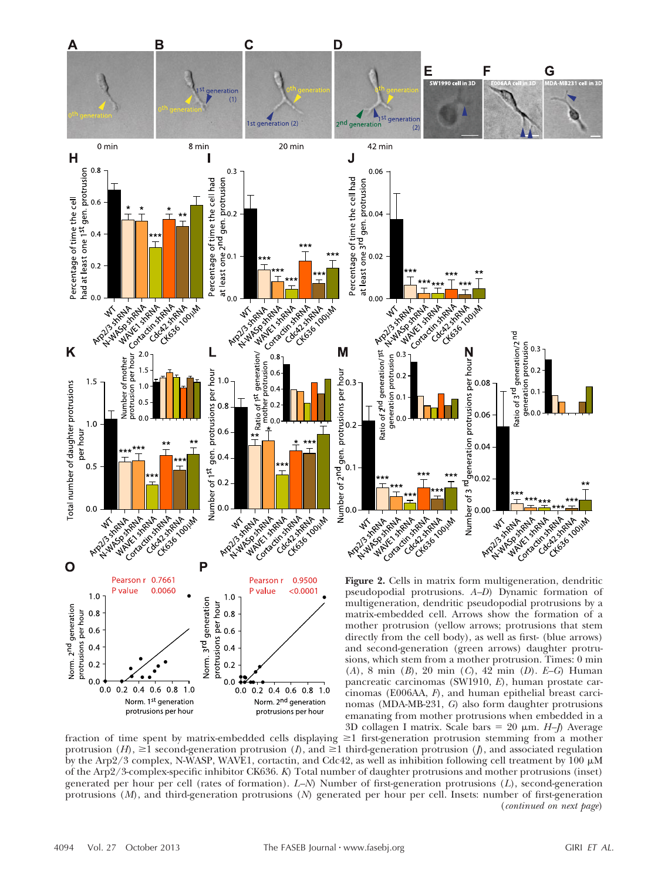**Figure 2.** Cells in matrix form multigeneration, dendritic pseudopodial protrusions. *A–D*) Dynamic formation of multigeneration, dendritic pseudopodial protrusions by a matrix-embedded cell. Arrows show the formation of a mother protrusion (yellow arrows; protrusions that stem directly from the cell body), as well as first- (blue arrows) and second-generation (green arrows) daughter protrusions, which stem from a mother protrusion. Times: 0 min (*A*), 8 min (*B*), 20 min (*C*), 42 min (*D*). *E–G*) Human pancreatic carcinomas (SW1910, *E*), human prostate carcinomas (E006AA, *F*), and human epithelial breast carcinomas (MDA-MB-231, *G*) also form daughter protrusions emanating from mother protrusions when embedded in a 3D collagen I matrix. Scale bars = 20 μm. *H–J*) Average fraction of time spent by matrix-embedded cells displaying ≥1 first-generation protrusion stemming from a mother protrusion (*H*), ≥1 second-generation protrusion (*I*), and ≥1 third-generation protrusion (*J*), and associated regulation by the Arp2/3 complex, N-WASP, WAVE1, cortactin, and Cdc42, as well as inhibition following cell treatment by 100 μM of the Arp2/3-complex-specific inhibitor CK636. *K*) Total number of daughter protrusions and mother protrusions (inset) generated per hour per cell (rates of formation). *L–N*) Number of first-generation protrusions (*L*), second-generation protrusions (*M*), and third-generation protrusions (*N*) generated per hour per cell. Insets: number of first-generation (*continued on next page*)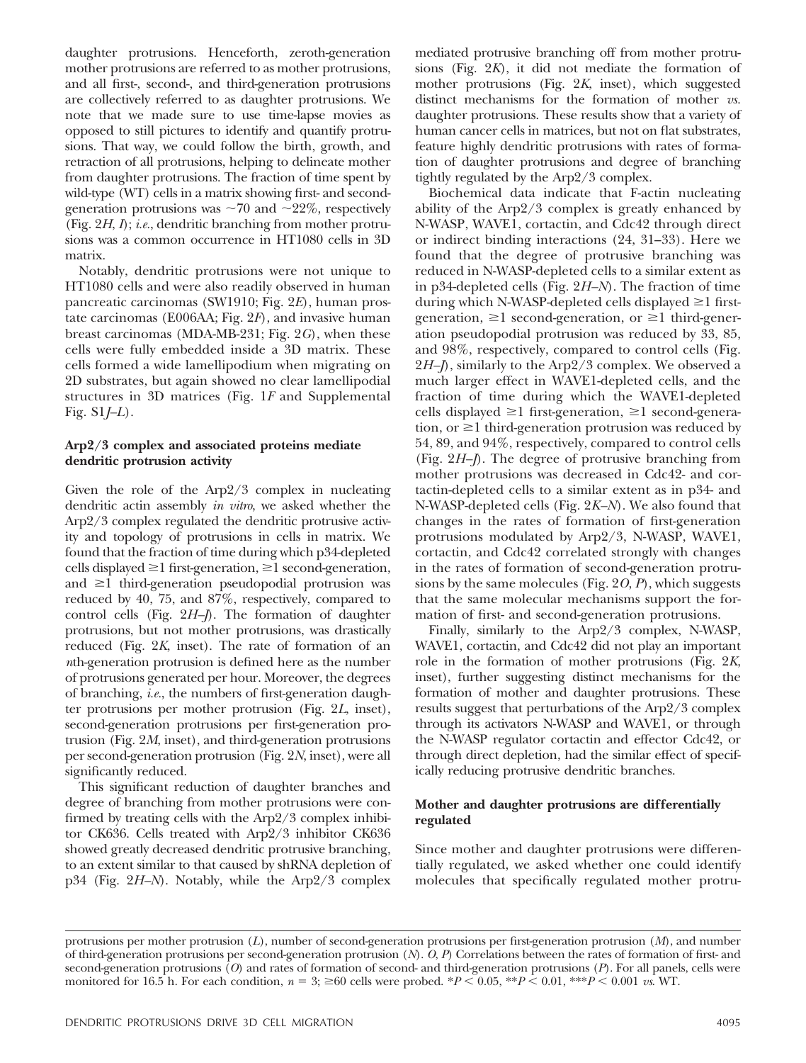daughter protrusions. Henceforth, zeroth-generation mother protrusions are referred to as mother protrusions, and all first-, second-, and third-generation protrusions are collectively referred to as daughter protrusions. We note that we made sure to use time-lapse movies as opposed to still pictures to identify and quantify protrusions. That way, we could follow the birth, growth, and retraction of all protrusions, helping to delineate mother from daughter protrusions. The fraction of time spent by wild-type (WT) cells in a matrix showing first- and second-generation protrusions was ~70 and ~22%, respectively (Fig. 2*H*, *I*); *i.e.*, dendritic branching from mother protrusions was a common occurrence in HT1080 cells in 3D matrix.

Notably, dendritic protrusions were not unique to HT1080 cells and were also readily observed in human pancreatic carcinomas (SW1910; Fig. 2*E*), human prostate carcinomas (E006AA; Fig. 2*F*), and invasive human breast carcinomas (MDA-MB-231; Fig. 2*G*), when these cells were fully embedded inside a 3D matrix. These cells formed a wide lamellipodium when migrating on 2D substrates, but again showed no clear lamellipodial structures in 3D matrices (Fig. 1*F* and Supplemental Fig. S1*J*–*L*).

### Arp2/3 complex and associated proteins mediate dendritic protrusion activity

Given the role of the Arp2/3 complex in nucleating dendritic actin assembly *in vitro*, we asked whether the Arp2/3 complex regulated the dendritic protrusive activity and topology of protrusions in cells in matrix. We found that the fraction of time during which p34-depleted cells displayed ≥1 first-generation, ≥1 second-generation, and ≥1 third-generation pseudopodial protrusion was reduced by 40, 75, and 87%, respectively, compared to control cells (Fig. 2*H*–*J*). The formation of daughter protrusions, but not mother protrusions, was drastically reduced (Fig. 2*K*, inset). The rate of formation of an *n*th-generation protrusion is defined here as the number of protrusions generated per hour. Moreover, the degrees of branching, *i.e.*, the numbers of first-generation daughter protrusions per mother protrusion (Fig. 2*L*, inset), second-generation protrusions per first-generation protrusion (Fig. 2*M*, inset), and third-generation protrusions per second-generation protrusion (Fig. 2*N*, inset), were all significantly reduced.

This significant reduction of daughter branches and degree of branching from mother protrusions were confirmed by treating cells with the Arp2/3 complex inhibitor CK636. Cells treated with Arp2/3 inhibitor CK636 showed greatly decreased dendritic protrusive branching, to an extent similar to that caused by shRNA depletion of p34 (Fig. 2*H*–*N*). Notably, while the Arp2/3 complex mediated protrusive branching off from mother protrusions (Fig. 2*K*), it did not mediate the formation of mother protrusions (Fig. 2*K*, inset), which suggested distinct mechanisms for the formation of mother *vs.* daughter protrusions. These results show that a variety of human cancer cells in matrices, but not on flat substrates, feature highly dendritic protrusions with rates of formation of daughter protrusions and degree of branching tightly regulated by the Arp2/3 complex.

Biochemical data indicate that F-actin nucleating ability of the Arp2/3 complex is greatly enhanced by N-WASP, WAVE1, cortactin, and Cdc42 through direct or indirect binding interactions (24, 31–33). Here we found that the degree of protrusive branching was reduced in N-WASP-depleted cells to a similar extent as in p34-depleted cells (Fig. 2*H*–*N*). The fraction of time during which N-WASP-depleted cells displayed ≥1 first-generation, ≥1 second-generation, or ≥1 third-generation pseudopodial protrusion was reduced by 33, 85, and 98%, respectively, compared to control cells (Fig. 2*H*–*J*), similarly to the Arp2/3 complex. We observed a much larger effect in WAVE1-depleted cells, and the fraction of time during which the WAVE1-depleted cells displayed ≥1 first-generation, ≥1 second-generation, or ≥1 third-generation protrusion was reduced by 54, 89, and 94%, respectively, compared to control cells (Fig. 2*H*–*J*). The degree of protrusive branching from mother protrusions was decreased in Cdc42- and cortactin-depleted cells to a similar extent as in p34- and N-WASP-depleted cells (Fig. 2*K*–*N*). We also found that changes in the rates of formation of first-generation protrusions modulated by Arp2/3, N-WASP, WAVE1, cortactin, and Cdc42 correlated strongly with changes in the rates of formation of second-generation protrusions by the same molecules (Fig. 2*O*, *P*), which suggests that the same molecular mechanisms support the formation of first- and second-generation protrusions.

Finally, similarly to the Arp2/3 complex, N-WASP, WAVE1, cortactin, and Cdc42 did not play an important role in the formation of mother protrusions (Fig. 2*K*, inset), further suggesting distinct mechanisms for the formation of mother and daughter protrusions. These results suggest that perturbations of the Arp2/3 complex through its activators N-WASP and WAVE1, or through the N-WASP regulator cortactin and effector Cdc42, or through direct depletion, had the similar effect of specifically reducing protrusive dendritic branches.

### Mother and daughter protrusions are differentially regulated

Since mother and daughter protrusions were differentially regulated, we asked whether one could identify molecules that specifically regulated mother protru-

protrusions per mother protrusion (*L*), number of second-generation protrusions per first-generation protrusion (*M*), and number of third-generation protrusions per second-generation protrusion (*N*). *O*, *P*) Correlations between the rates of formation of first- and second-generation protrusions (*O*) and rates of formation of second- and third-generation protrusions (*P*). For all panels, cells were monitored for 16.5 h. For each condition, $n = 3$; ≥60 cells were probed. *$P < 0.05$, **$P < 0.01$, ***$P < 0.001$ *vs.* WT.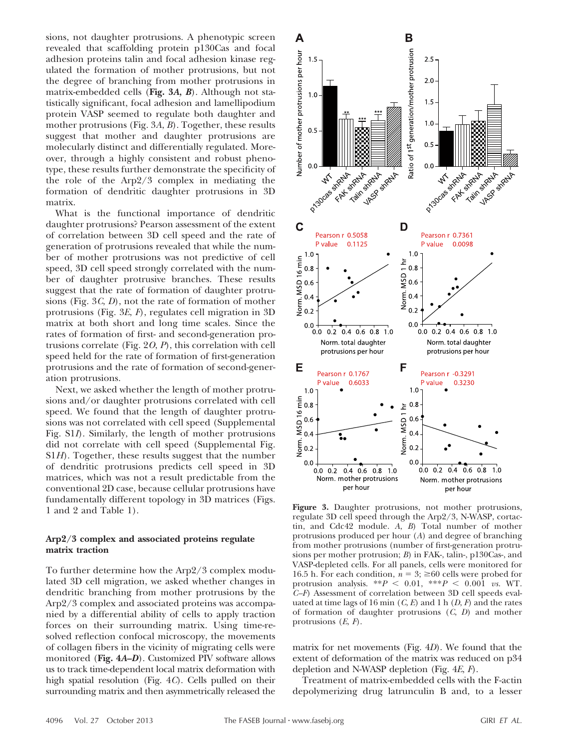sions, not daughter protrusions. A phenotypic screen revealed that scaffolding protein p130Cas and focal adhesion proteins talin and focal adhesion kinase regulated the formation of mother protrusions, but not the degree of branching from mother protrusions in matrix-embedded cells (**Fig. 3*A*, *B***). Although not statistically significant, focal adhesion and lamellipodium protein VASP seemed to regulate both daughter and mother protrusions (Fig. 3*A*, *B*). Together, these results suggest that mother and daughter protrusions are molecularly distinct and differentially regulated. Moreover, through a highly consistent and robust phenotype, these results further demonstrate the specificity of the role of the Arp2/3 complex in mediating the formation of dendritic daughter protrusions in 3D matrix.

What is the functional importance of dendritic daughter protrusions? Pearson assessment of the extent of correlation between 3D cell speed and the rate of generation of protrusions revealed that while the number of mother protrusions was not predictive of cell speed, 3D cell speed strongly correlated with the number of daughter protrusive branches. These results suggest that the rate of formation of daughter protrusions (Fig. 3*C*, *D*), not the rate of formation of mother protrusions (Fig. 3*E*, *F*), regulates cell migration in 3D matrix at both short and long time scales. Since the rates of formation of first- and second-generation protrusions correlate (Fig. 2*O*, *P*), this correlation with cell speed held for the rate of formation of first-generation protrusions and the rate of formation of second-generation protrusions.

Next, we asked whether the length of mother protrusions and/or daughter protrusions correlated with cell speed. We found that the length of daughter protrusions was not correlated with cell speed (Supplemental Fig. S1*I*). Similarly, the length of mother protrusions did not correlate with cell speed (Supplemental Fig. S1*H*). Together, these results suggest that the number of dendritic protrusions predicts cell speed in 3D matrices, which was not a result predictable from the conventional 2D case, because cellular protrusions have fundamentally different topology in 3D matrices (Figs. 1 and 2 and Table 1).

### Arp2/3 complex and associated proteins regulate matrix traction

To further determine how the Arp2/3 complex modulated 3D cell migration, we asked whether changes in dendritic branching from mother protrusions by the Arp2/3 complex and associated proteins was accompanied by a differential ability of cells to apply traction forces on their surrounding matrix. Using time-resolved reflection confocal microscopy, the movements of collagen fibers in the vicinity of migrating cells were monitored (**Fig. 4*A*–*D***). Customized PIV software allows us to track time-dependent local matrix deformation with high spatial resolution (Fig. 4*C*). Cells pulled on their surrounding matrix and then asymmetrically released the matrix for net movements (Fig. 4*D*). We found that the extent of deformation of the matrix was reduced on p34 depletion and N-WASP depletion (Fig. 4*E*, *F*).

Treatment of matrix-embedded cells with the F-actin depolymerizing drug latrunculin B and, to a lesser

**Figure 3.** Daughter protrusions, not mother protrusions, regulate 3D cell speed through the Arp2/3, N-WASP, cortactin, and Cdc42 module. *A*, *B*) Total number of mother protrusions produced per hour (*A*) and degree of branching from mother protrusions (number of first-generation protrusions per mother protrusion; *B*) in FAK-, talin-, p130Cas-, and VASP-depleted cells. For all panels, cells were monitored for 16.5 h. For each condition, $n = 3$; $\geq 60$ cells were probed for protrusion analysis. $^{**}P < 0.01$, $^{***}P < 0.001$ *vs.* WT. *C*–*F*) Assessment of correlation between 3D cell speeds evaluated at time lags of 16 min (*C*, *E*) and 1 h (*D*, *F*) and the rates of formation of daughter protrusions (*C*, *D*) and mother protrusions (*E*, *F*).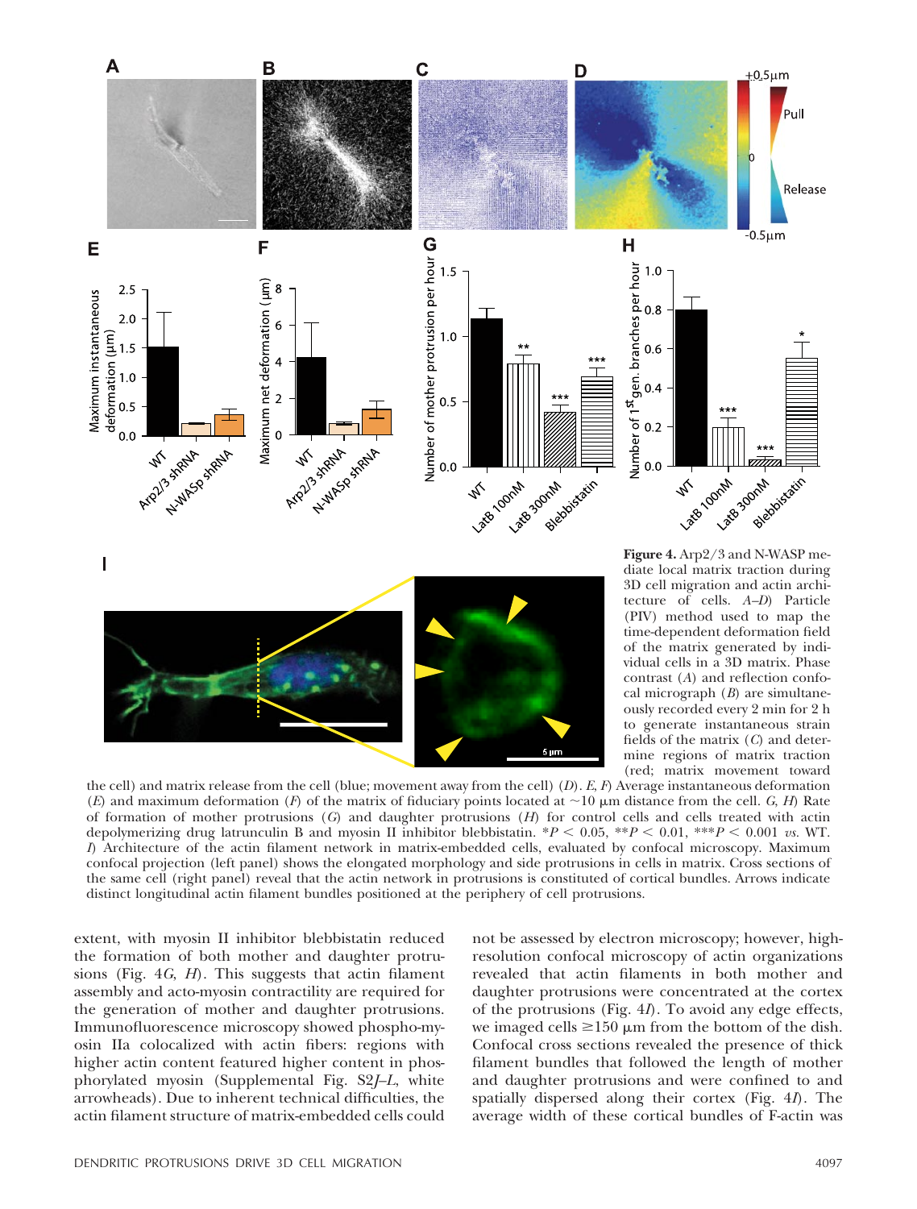**Figure 4.** Arp2/3 and N-WASP mediate local matrix traction during 3D cell migration and actin architecture of cells. *A–D*) Particle (PIV) method used to map the time-dependent deformation field of the matrix generated by individual cells in a 3D matrix. Phase contrast (*A*) and reflection confocal micrograph (*B*) are simultaneously recorded every 2 min for 2 h to generate instantaneous strain fields of the matrix (*C*) and determine regions of matrix traction (red; matrix movement toward the cell) and matrix release from the cell (blue; movement away from the cell) (*D*). *E, F*) Average instantaneous deformation (*E*) and maximum deformation (*F*) of the matrix of fiduciary points located at ~10 μm distance from the cell. *G, H*) Rate of formation of mother protrusions (*G*) and daughter protrusions (*H*) for control cells and cells treated with actin depolymerizing drug latrunculin B and myosin II inhibitor blebbistatin. $^{*}P < 0.05$, $^{**}P < 0.01$, $^{***}P < 0.001$ *vs.* WT. *I*) Architecture of the actin filament network in matrix-embedded cells, evaluated by confocal microscopy. Maximum confocal projection (left panel) shows the elongated morphology and side protrusions in cells in matrix. Cross sections of the same cell (right panel) reveal that the actin network in protrusions is constituted of cortical bundles. Arrows indicate distinct longitudinal actin filament bundles positioned at the periphery of cell protrusions.

extent, with myosin II inhibitor blebbistatin reduced the formation of both mother and daughter protrusions (Fig. 4*G, H*). This suggests that actin filament assembly and acto-myosin contractility are required for the generation of mother and daughter protrusions. Immunofluorescence microscopy showed phospho-myosin IIa colocalized with actin fibers: regions with higher actin content featured higher content in phosphorylated myosin (Supplemental Fig. S2*J–L*, white arrowheads). Due to inherent technical difficulties, the actin filament structure of matrix-embedded cells could not be assessed by electron microscopy; however, high-resolution confocal microscopy of actin organizations revealed that actin filaments in both mother and daughter protrusions were concentrated at the cortex of the protrusions (Fig. 4*I*). To avoid any edge effects, we imaged cells ≥150 μm from the bottom of the dish. Confocal cross sections revealed the presence of thick filament bundles that followed the length of mother and daughter protrusions and were confined to and spatially dispersed along their cortex (Fig. 4*I*). The average width of these cortical bundles of F-actin was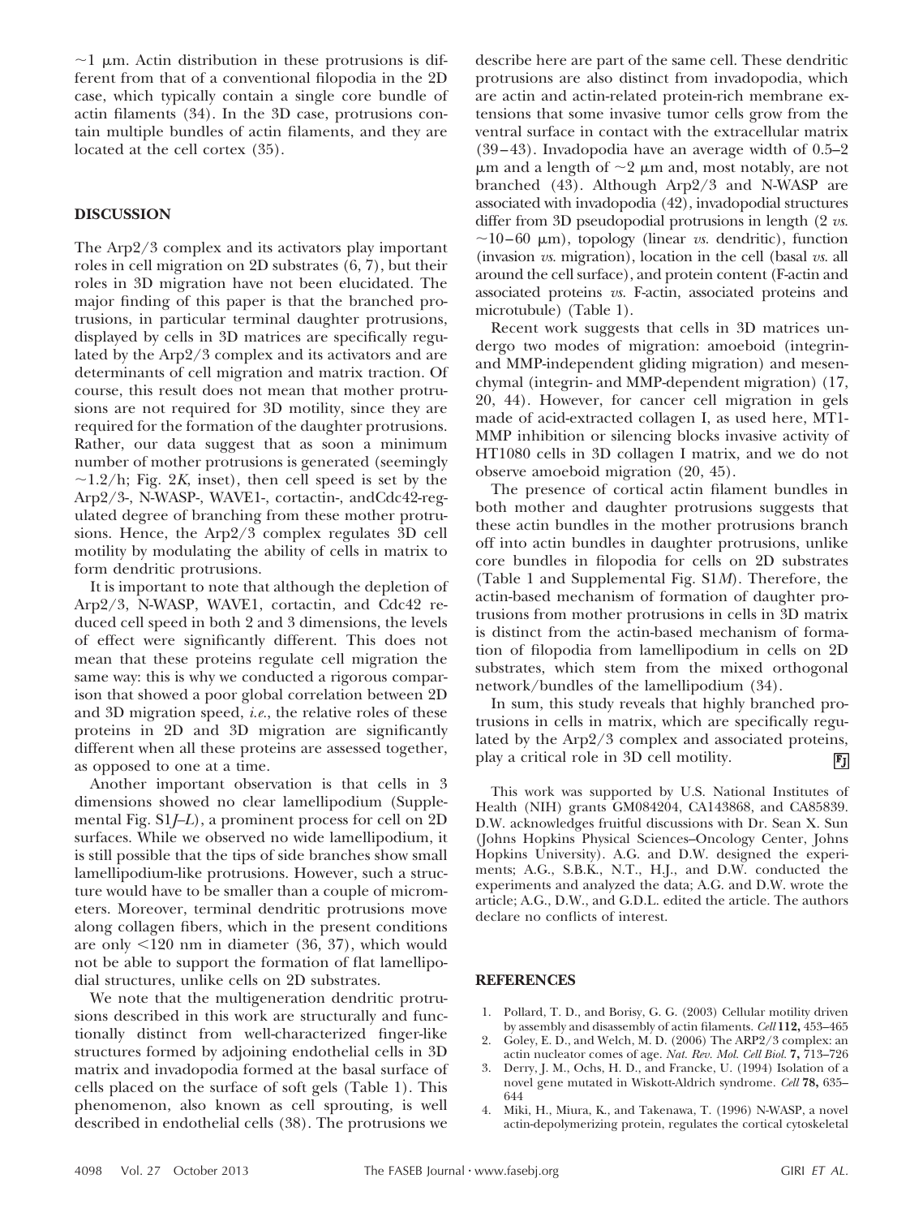~1 μm. Actin distribution in these protrusions is different from that of a conventional filopodia in the 2D case, which typically contain a single core bundle of actin filaments (34). In the 3D case, protrusions contain multiple bundles of actin filaments, and they are located at the cell cortex (35).

## DISCUSSION

The Arp2/3 complex and its activators play important roles in cell migration on 2D substrates (6, 7), but their roles in 3D migration have not been elucidated. The major finding of this paper is that the branched protrusions, in particular terminal daughter protrusions, displayed by cells in 3D matrices are specifically regulated by the Arp2/3 complex and its activators and are determinants of cell migration and matrix traction. Of course, this result does not mean that mother protrusions are not required for 3D motility, since they are required for the formation of the daughter protrusions. Rather, our data suggest that as soon a minimum number of mother protrusions is generated (seemingly ~1.2/h; Fig. 2*K*, inset), then cell speed is set by the Arp2/3-, N-WASP-, WAVE1-, cortactin-, andCdc42-regulated degree of branching from these mother protrusions. Hence, the Arp2/3 complex regulates 3D cell motility by modulating the ability of cells in matrix to form dendritic protrusions.

It is important to note that although the depletion of Arp2/3, N-WASP, WAVE1, cortactin, and Cdc42 reduced cell speed in both 2 and 3 dimensions, the levels of effect were significantly different. This does not mean that these proteins regulate cell migration the same way: this is why we conducted a rigorous comparison that showed a poor global correlation between 2D and 3D migration speed, *i.e.*, the relative roles of these proteins in 2D and 3D migration are significantly different when all these proteins are assessed together, as opposed to one at a time.

Another important observation is that cells in 3 dimensions showed no clear lamellipodium (Supplemental Fig. S1*J*–*L*), a prominent process for cell on 2D surfaces. While we observed no wide lamellipodium, it is still possible that the tips of side branches show small lamellipodium-like protrusions. However, such a structure would have to be smaller than a couple of micrometers. Moreover, terminal dendritic protrusions move along collagen fibers, which in the present conditions are only <120 nm in diameter (36, 37), which would not be able to support the formation of flat lamellipodial structures, unlike cells on 2D substrates.

We note that the multigeneration dendritic protrusions described in this work are structurally and functionally distinct from well-characterized finger-like structures formed by adjoining endothelial cells in 3D matrix and invadopodia formed at the basal surface of cells placed on the surface of soft gels (Table 1). This phenomenon, also known as cell sprouting, is well described in endothelial cells (38). The protrusions we describe here are part of the same cell. These dendritic protrusions are also distinct from invadopodia, which are actin and actin-related protein-rich membrane extensions that some invasive tumor cells grow from the ventral surface in contact with the extracellular matrix (39–43). Invadopodia have an average width of 0.5–2 μm and a length of ~2 μm and, most notably, are not branched (43). Although Arp2/3 and N-WASP are associated with invadopodia (42), invadopodial structures differ from 3D pseudopodial protrusions in length (2 *vs.* ~10–60 μm), topology (linear *vs.* dendritic), function (invasion *vs.* migration), location in the cell (basal *vs.* all around the cell surface), and protein content (F-actin and associated proteins *vs.* F-actin, associated proteins and microtubule) (Table 1).

Recent work suggests that cells in 3D matrices undergo two modes of migration: amoeboid (integrin- and MMP-independent gliding migration) and mesenchymal (integrin- and MMP-dependent migration) (17, 20, 44). However, for cancer cell migration in gels made of acid-extracted collagen I, as used here, MT1-MMP inhibition or silencing blocks invasive activity of HT1080 cells in 3D collagen I matrix, and we do not observe amoeboid migration (20, 45).

The presence of cortical actin filament bundles in both mother and daughter protrusions suggests that these actin bundles in the mother protrusions branch off into actin bundles in daughter protrusions, unlike core bundles in filopodia for cells on 2D substrates (Table 1 and Supplemental Fig. S1*M*). Therefore, the actin-based mechanism of formation of daughter protrusions from mother protrusions in cells in 3D matrix is distinct from the actin-based mechanism of formation of filopodia from lamellipodium in cells on 2D substrates, which stem from the mixed orthogonal network/bundles of the lamellipodium (34).

In sum, this study reveals that highly branched protrusions in cells in matrix, which are specifically regulated by the Arp2/3 complex and associated proteins, play a critical role in 3D cell motility.

This work was supported by U.S. National Institutes of Health (NIH) grants GM084204, CA143868, and CA85839. D.W. acknowledges fruitful discussions with Dr. Sean X. Sun (Johns Hopkins Physical Sciences–Oncology Center, Johns Hopkins University). A.G. and D.W. designed the experiments; A.G., S.B.K., N.T., H.J., and D.W. conducted the experiments and analyzed the data; A.G. and D.W. wrote the article; A.G., D.W., and G.D.L. edited the article. The authors declare no conflicts of interest.

## REFERENCES

1. Pollard, T. D., and Borisy, G. G. (2003) Cellular motility driven by assembly and disassembly of actin filaments. *Cell* **112,** 453–465
2. Goley, E. D., and Welch, M. D. (2006) The ARP2/3 complex: an actin nucleator comes of age. *Nat. Rev. Mol. Cell Biol.* **7,** 713–726
3. Derry, J. M., Ochs, H. D., and Francke, U. (1994) Isolation of a novel gene mutated in Wiskott-Aldrich syndrome. *Cell* **78,** 635–644
4. Miki, H., Miura, K., and Takenawa, T. (1996) N-WASP, a novel actin-depolymerizing protein, regulates the cortical cytoskeletal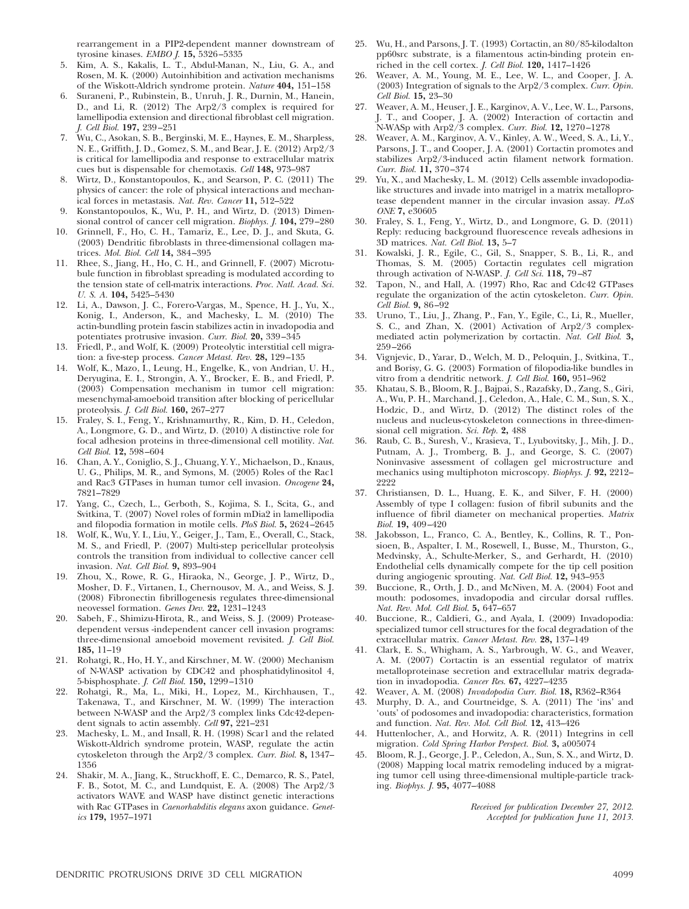rearrangement in a PIP2-dependent manner downstream of tyrosine kinases. *EMBO J.* **15,** 5326–5335

5. Kim, A. S., Kakalis, L. T., Abdul-Manan, N., Liu, G. A., and Rosen, M. K. (2000) Autoinhibition and activation mechanisms of the Wiskott-Aldrich syndrome protein. *Nature* **404,** 151–158
6. Suraneni, P., Rubinstein, B., Unruh, J. R., Durnin, M., Hanein, D., and Li, R. (2012) The Arp2/3 complex is required for lamellipodia extension and directional fibroblast cell migration. *J. Cell Biol.* **197,** 239–251
7. Wu, C., Asokan, S. B., Berginski, M. E., Haynes, E. M., Sharpless, N. E., Griffith, J. D., Gomez, S. M., and Bear, J. E. (2012) Arp2/3 is critical for lamellipodia and response to extracellular matrix cues but is dispensable for chemotaxis. *Cell* **148,** 973–987
8. Wirtz, D., Konstantopoulos, K., and Searson, P. C. (2011) The physics of cancer: the role of physical interactions and mechanical forces in metastasis. *Nat. Rev. Cancer* **11,** 512–522
9. Konstantopoulos, K., Wu, P. H., and Wirtz, D. (2013) Dimensional control of cancer cell migration. *Biophys. J.* **104,** 279–280
10. Grinnell, F., Ho, C. H., Tamariz, E., Lee, D. J., and Skuta, G. (2003) Dendritic fibroblasts in three-dimensional collagen matrices. *Mol. Biol. Cell* **14,** 384–395
11. Rhee, S., Jiang, H., Ho, C. H., and Grinnell, F. (2007) Microtubule function in fibroblast spreading is modulated according to the tension state of cell-matrix interactions. *Proc. Natl. Acad. Sci. U. S. A.* **104,** 5425–5430
12. Li, A., Dawson, J. C., Forero-Vargas, M., Spence, H. J., Yu, X., Konig, I., Anderson, K., and Machesky, L. M. (2010) The actin-bundling protein fascin stabilizes actin in invadopodia and potentiates protrusive invasion. *Curr. Biol.* **20,** 339–345
13. Friedl, P., and Wolf, K. (2009) Proteolytic interstitial cell migration: a five-step process. *Cancer Metast. Rev.* **28,** 129–135
14. Wolf, K., Mazo, I., Leung, H., Engelke, K., von Andrian, U. H., Deryugina, E. I., Strongin, A. Y., Brocker, E. B., and Friedl, P. (2003) Compensation mechanism in tumor cell migration: mesenchymal-amoeboid transition after blocking of pericellular proteolysis. *J. Cell Biol.* **160,** 267–277
15. Fraley, S. I., Feng, Y., Krishnamurthy, R., Kim, D. H., Celedon, A., Longmore, G. D., and Wirtz, D. (2010) A distinctive role for focal adhesion proteins in three-dimensional cell motility. *Nat. Cell Biol.* **12,** 598–604
16. Chan, A. Y., Coniglio, S. J., Chuang, Y. Y., Michaelson, D., Knaus, U. G., Philips, M. R., and Symons, M. (2005) Roles of the Rac1 and Rac3 GTPases in human tumor cell invasion. *Oncogene* **24,** 7821–7829
17. Yang, C., Czech, L., Gerboth, S., Kojima, S. I., Scita, G., and Svitkina, T. (2007) Novel roles of formin mDia2 in lamellipodia and filopodia formation in motile cells. *PloS Biol.* **5,** 2624–2645
18. Wolf, K., Wu, Y. I., Liu, Y., Geiger, J., Tam, E., Overall, C., Stack, M. S., and Friedl, P. (2007) Multi-step pericellular proteolysis controls the transition from individual to collective cancer cell invasion. *Nat. Cell Biol.* **9,** 893–904
19. Zhou, X., Rowe, R. G., Hiraoka, N., George, J. P., Wirtz, D., Mosher, D. F., Virtanen, I., Chernousov, M. A., and Weiss, S. J. (2008) Fibronectin fibrillogenesis regulates three-dimensional neovessel formation. *Genes Dev.* **22,** 1231–1243
20. Sabeh, F., Shimizu-Hirota, R., and Weiss, S. J. (2009) Protease-dependent versus -independent cancer cell invasion programs: three-dimensional amoeboid movement revisited. *J. Cell Biol.* **185,** 11–19
21. Rohatgi, R., Ho, H. Y., and Kirschner, M. W. (2000) Mechanism of N-WASP activation by CDC42 and phosphatidylinositol 4, 5-bisphosphate. *J. Cell Biol.* **150,** 1299–1310
22. Rohatgi, R., Ma, L., Miki, H., Lopez, M., Kirchhausen, T., Takenawa, T., and Kirschner, M. W. (1999) The interaction between N-WASP and the Arp2/3 complex links Cdc42-dependent signals to actin assembly. *Cell* **97,** 221–231
23. Machesky, L. M., and Insall, R. H. (1998) Scar1 and the related Wiskott-Aldrich syndrome protein, WASP, regulate the actin cytoskeleton through the Arp2/3 complex. *Curr. Biol.* **8,** 1347–1356
24. Shakir, M. A., Jiang, K., Struckhoff, E. C., Demarco, R. S., Patel, F. B., Sotot, M. C., and Lundquist, E. A. (2008) The Arp2/3 activators WAVE and WASP have distinct genetic interactions with Rac GTPases in *Caenorhabditis elegans* axon guidance. *Genetics* **179,** 1957–1971
25. Wu, H., and Parsons, J. T. (1993) Cortactin, an 80/85-kilodalton pp60src substrate, is a filamentous actin-binding protein enriched in the cell cortex. *J. Cell Biol.* **120,** 1417–1426
26. Weaver, A. M., Young, M. E., Lee, W. L., and Cooper, J. A. (2003) Integration of signals to the Arp2/3 complex. *Curr. Opin. Cell Biol.* **15,** 23–30
27. Weaver, A. M., Heuser, J. E., Karginov, A. V., Lee, W. L., Parsons, J. T., and Cooper, J. A. (2002) Interaction of cortactin and N-WASp with Arp2/3 complex. *Curr. Biol.* **12,** 1270–1278
28. Weaver, A. M., Karginov, A. V., Kinley, A. W., Weed, S. A., Li, Y., Parsons, J. T., and Cooper, J. A. (2001) Cortactin promotes and stabilizes Arp2/3-induced actin filament network formation. *Curr. Biol.* **11,** 370–374
29. Yu, X., and Machesky, L. M. (2012) Cells assemble invadopodia-like structures and invade into matrigel in a matrix metalloprotease dependent manner in the circular invasion assay. *PLoS ONE* **7,** e30605
30. Fraley, S. I., Feng, Y., Wirtz, D., and Longmore, G. D. (2011) Reply: reducing background fluorescence reveals adhesions in 3D matrices. *Nat. Cell Biol.* **13,** 5–7
31. Kowalski, J. R., Egile, C., Gil, S., Snapper, S. B., Li, R., and Thomas, S. M. (2005) Cortactin regulates cell migration through activation of N-WASP. *J. Cell Sci.* **118,** 79–87
32. Tapon, N., and Hall, A. (1997) Rho, Rac and Cdc42 GTPases regulate the organization of the actin cytoskeleton. *Curr. Opin. Cell Biol.* **9,** 86–92
33. Uruno, T., Liu, J., Zhang, P., Fan, Y., Egile, C., Li, R., Mueller, S. C., and Zhan, X. (2001) Activation of Arp2/3 complex-mediated actin polymerization by cortactin. *Nat. Cell Biol.* **3,** 259–266
34. Vignjevic, D., Yarar, D., Welch, M. D., Peloquin, J., Svitkina, T., and Borisy, G. G. (2003) Formation of filopodia-like bundles in vitro from a dendritic network. *J. Cell Biol.* **160,** 951–962
35. Khatau, S. B., Bloom, R. J., Bajpai, S., Razafsky, D., Zang, S., Giri, A., Wu, P. H., Marchand, J., Celedon, A., Hale, C. M., Sun, S. X., Hodzic, D., and Wirtz, D. (2012) The distinct roles of the nucleus and nucleus-cytoskeleton connections in three-dimensional cell migration. *Sci. Rep.* **2,** 488
36. Raub, C. B., Suresh, V., Krasieva, T., Lyubovitsky, J., Mih, J. D., Putnam, A. J., Tromberg, B. J., and George, S. C. (2007) Noninvasive assessment of collagen gel microstructure and mechanics using multiphoton microscopy. *Biophys. J.* **92,** 2212–2222
37. Christiansen, D. L., Huang, E. K., and Silver, F. H. (2000) Assembly of type I collagen: fusion of fibril subunits and the influence of fibril diameter on mechanical properties. *Matrix Biol.* **19,** 409–420
38. Jakobsson, L., Franco, C. A., Bentley, K., Collins, R. T., Ponsioen, B., Aspalter, I. M., Rosewell, I., Busse, M., Thurston, G., Medvinsky, A., Schulte-Merker, S., and Gerhardt, H. (2010) Endothelial cells dynamically compete for the tip cell position during angiogenic sprouting. *Nat. Cell Biol.* **12,** 943–953
39. Buccione, R., Orth, J. D., and McNiven, M. A. (2004) Foot and mouth: podosomes, invadopodia and circular dorsal ruffles. *Nat. Rev. Mol. Cell Biol.* **5,** 647–657
40. Buccione, R., Caldieri, G., and Ayala, I. (2009) Invadopodia: specialized tumor cell structures for the focal degradation of the extracellular matrix. *Cancer Metast. Rev.* **28,** 137–149
41. Clark, E. S., Whigham, A. S., Yarbrough, W. G., and Weaver, A. M. (2007) Cortactin is an essential regulator of matrix metalloproteinase secretion and extracellular matrix degradation in invadopodia. *Cancer Res.* **67,** 4227–4235
42. Weaver, A. M. (2008) *Invadopodia Curr. Biol.* **18,** R362–R364
43. Murphy, D. A., and Courtneidge, S. A. (2011) The 'ins' and 'outs' of podosomes and invadopodia: characteristics, formation and function. *Nat. Rev. Mol. Cell Biol.* **12,** 413–426
44. Huttenlocher, A., and Horwitz, A. R. (2011) Integrins in cell migration. *Cold Spring Harbor Perspect. Biol.* **3,** a005074
45. Bloom, R. J., George, J. P., Celedon, A., Sun, S. X., and Wirtz, D. (2008) Mapping local matrix remodeling induced by a migrating tumor cell using three-dimensional multiple-particle tracking. *Biophys. J.* **95,** 4077–4088

*Received for publication December 27, 2012.*
*Accepted for publication June 11, 2013.*